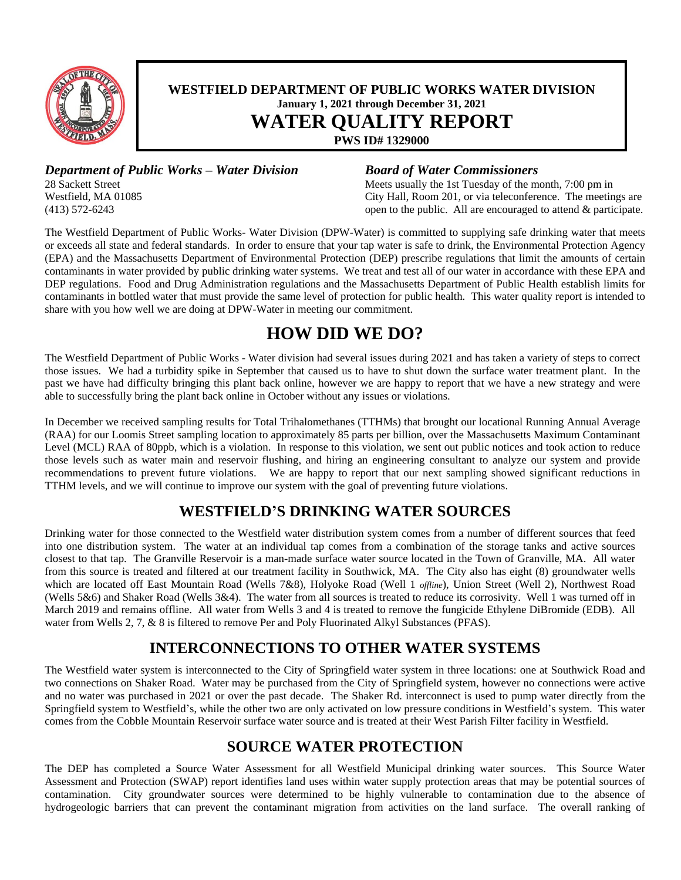**WESTFIELD DEPARTMENT OF PUBLIC WORKS WATER DIVISION**

**January 1, 2021 through December 31, 2021**

# WATER QUALITY REPORT

**PWS ID# 1329000**

***Department of Public Works – Water Division***

28 Sackett Street
Westfield, MA 01085
(413) 572-6243

***Board of Water Commissioners***

Meets usually the 1st Tuesday of the month, 7:00 pm in City Hall, Room 201, or via teleconference. The meetings are open to the public. All are encouraged to attend & participate.

The Westfield Department of Public Works- Water Division (DPW-Water) is committed to supplying safe drinking water that meets or exceeds all state and federal standards. In order to ensure that your tap water is safe to drink, the Environmental Protection Agency (EPA) and the Massachusetts Department of Environmental Protection (DEP) prescribe regulations that limit the amounts of certain contaminants in water provided by public drinking water systems. We treat and test all of our water in accordance with these EPA and DEP regulations. Food and Drug Administration regulations and the Massachusetts Department of Public Health establish limits for contaminants in bottled water that must provide the same level of protection for public health. This water quality report is intended to share with you how well we are doing at DPW-Water in meeting our commitment.

# HOW DID WE DO?

The Westfield Department of Public Works - Water division had several issues during 2021 and has taken a variety of steps to correct those issues. We had a turbidity spike in September that caused us to have to shut down the surface water treatment plant. In the past we have had difficulty bringing this plant back online, however we are happy to report that we have a new strategy and were able to successfully bring the plant back online in October without any issues or violations.

In December we received sampling results for Total Trihalomethanes (TTHMs) that brought our locational Running Annual Average (RAA) for our Loomis Street sampling location to approximately 85 parts per billion, over the Massachusetts Maximum Contaminant Level (MCL) RAA of 80ppb, which is a violation. In response to this violation, we sent out public notices and took action to reduce those levels such as water main and reservoir flushing, and hiring an engineering consultant to analyze our system and provide recommendations to prevent future violations. We are happy to report that our next sampling showed significant reductions in TTHM levels, and we will continue to improve our system with the goal of preventing future violations.

## WESTFIELD'S DRINKING WATER SOURCES

Drinking water for those connected to the Westfield water distribution system comes from a number of different sources that feed into one distribution system. The water at an individual tap comes from a combination of the storage tanks and active sources closest to that tap. The Granville Reservoir is a man-made surface water source located in the Town of Granville, MA. All water from this source is treated and filtered at our treatment facility in Southwick, MA. The City also has eight (8) groundwater wells which are located off East Mountain Road (Wells 7&8), Holyoke Road (Well 1 *offline*), Union Street (Well 2), Northwest Road (Wells 5&6) and Shaker Road (Wells 3&4). The water from all sources is treated to reduce its corrosivity. Well 1 was turned off in March 2019 and remains offline. All water from Wells 3 and 4 is treated to remove the fungicide Ethylene DiBromide (EDB). All water from Wells 2, 7, & 8 is filtered to remove Per and Poly Fluorinated Alkyl Substances (PFAS).

## INTERCONNECTIONS TO OTHER WATER SYSTEMS

The Westfield water system is interconnected to the City of Springfield water system in three locations: one at Southwick Road and two connections on Shaker Road. Water may be purchased from the City of Springfield system, however no connections were active and no water was purchased in 2021 or over the past decade. The Shaker Rd. interconnect is used to pump water directly from the Springfield system to Westfield's, while the other two are only activated on low pressure conditions in Westfield's system. This water comes from the Cobble Mountain Reservoir surface water source and is treated at their West Parish Filter facility in Westfield.

## SOURCE WATER PROTECTION

The DEP has completed a Source Water Assessment for all Westfield Municipal drinking water sources. This Source Water Assessment and Protection (SWAP) report identifies land uses within water supply protection areas that may be potential sources of contamination. City groundwater sources were determined to be highly vulnerable to contamination due to the absence of hydrogeologic barriers that can prevent the contaminant migration from activities on the land surface. The overall ranking of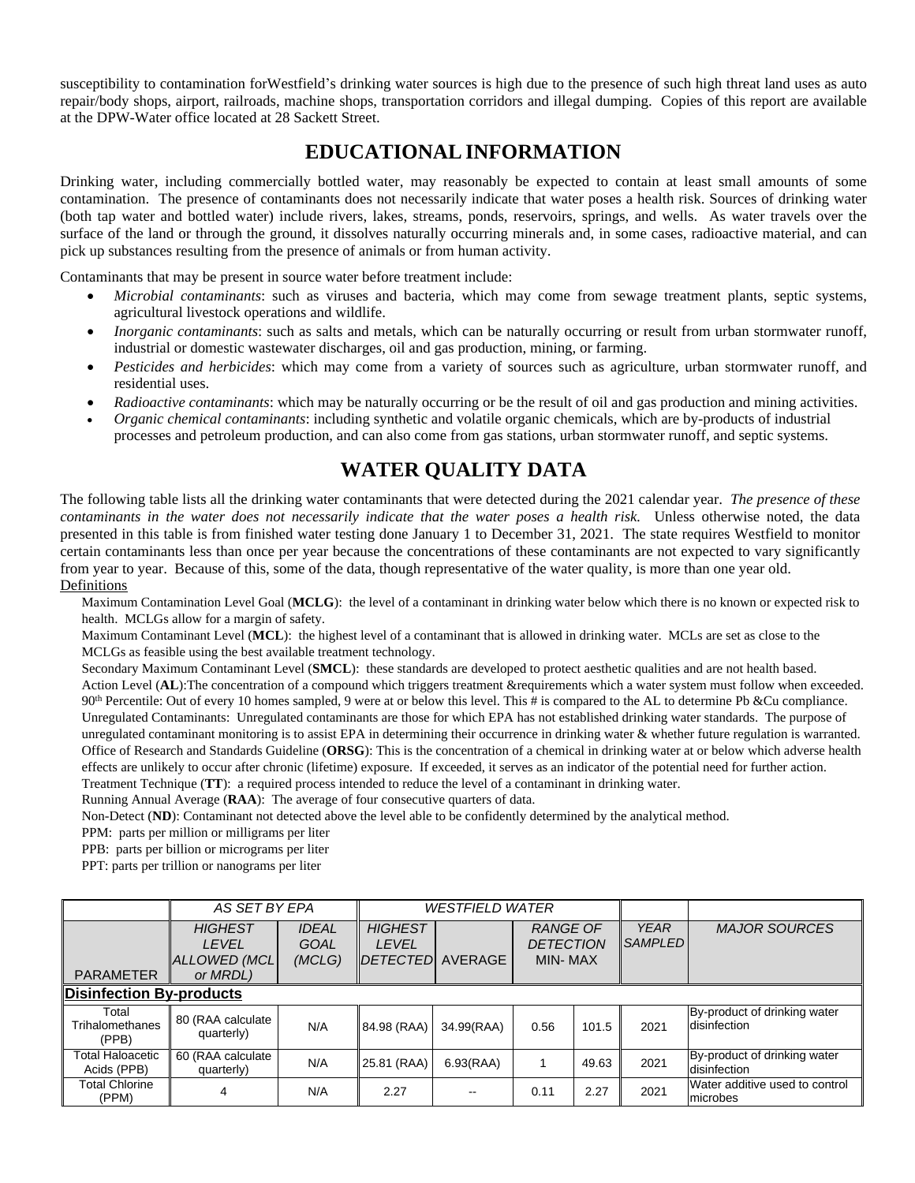susceptibility to contamination forWestfield's drinking water sources is high due to the presence of such high threat land uses as auto repair/body shops, airport, railroads, machine shops, transportation corridors and illegal dumping. Copies of this report are available at the DPW-Water office located at 28 Sackett Street.

## EDUCATIONAL INFORMATION

Drinking water, including commercially bottled water, may reasonably be expected to contain at least small amounts of some contamination. The presence of contaminants does not necessarily indicate that water poses a health risk. Sources of drinking water (both tap water and bottled water) include rivers, lakes, streams, ponds, reservoirs, springs, and wells. As water travels over the surface of the land or through the ground, it dissolves naturally occurring minerals and, in some cases, radioactive material, and can pick up substances resulting from the presence of animals or from human activity.

Contaminants that may be present in source water before treatment include:

- *Microbial contaminants*: such as viruses and bacteria, which may come from sewage treatment plants, septic systems, agricultural livestock operations and wildlife.
- *Inorganic contaminants*: such as salts and metals, which can be naturally occurring or result from urban stormwater runoff, industrial or domestic wastewater discharges, oil and gas production, mining, or farming.
- *Pesticides and herbicides*: which may come from a variety of sources such as agriculture, urban stormwater runoff, and residential uses.
- *Radioactive contaminants*: which may be naturally occurring or be the result of oil and gas production and mining activities.
- *Organic chemical contaminants*: including synthetic and volatile organic chemicals, which are by-products of industrial processes and petroleum production, and can also come from gas stations, urban stormwater runoff, and septic systems.

## WATER QUALITY DATA

The following table lists all the drinking water contaminants that were detected during the 2021 calendar year. *The presence of these contaminants in the water does not necessarily indicate that the water poses a health risk.* Unless otherwise noted, the data presented in this table is from finished water testing done January 1 to December 31, 2021. The state requires Westfield to monitor certain contaminants less than once per year because the concentrations of these contaminants are not expected to vary significantly from year to year. Because of this, some of the data, though representative of the water quality, is more than one year old.

Definitions

Maximum Contamination Level Goal (**MCLG**): the level of a contaminant in drinking water below which there is no known or expected risk to health. MCLGs allow for a margin of safety.

Maximum Contaminant Level (**MCL**): the highest level of a contaminant that is allowed in drinking water. MCLs are set as close to the MCLGs as feasible using the best available treatment technology.

Secondary Maximum Contaminant Level (**SMCL**): these standards are developed to protect aesthetic qualities and are not health based.

Action Level (**AL**):The concentration of a compound which triggers treatment &requirements which a water system must follow when exceeded.

90th Percentile: Out of every 10 homes sampled, 9 were at or below this level. This # is compared to the AL to determine Pb &Cu compliance.

Unregulated Contaminants: Unregulated contaminants are those for which EPA has not established drinking water standards. The purpose of unregulated contaminant monitoring is to assist EPA in determining their occurrence in drinking water & whether future regulation is warranted.

Office of Research and Standards Guideline (**ORSG**): This is the concentration of a chemical in drinking water at or below which adverse health effects are unlikely to occur after chronic (lifetime) exposure. If exceeded, it serves as an indicator of the potential need for further action.

Treatment Technique (**TT**): a required process intended to reduce the level of a contaminant in drinking water.

Running Annual Average (**RAA**): The average of four consecutive quarters of data.

Non-Detect (**ND**): Contaminant not detected above the level able to be confidently determined by the analytical method.

PPM: parts per million or milligrams per liter

PPB: parts per billion or micrograms per liter

PPT: parts per trillion or nanograms per liter

| | AS SET BY EPA | | WESTFIELD WATER | | | | | |
|---|---|---|---|---|---|---|---|---|
| PARAMETER | HIGHEST LEVEL ALLOWED (MCL or MRDL) | IDEAL GOAL (MCLG) | HIGHEST LEVEL DETECTED | AVERAGE | RANGE OF DETECTION MIN- MAX | | YEAR SAMPLED | MAJOR SOURCES |
| **Disinfection By-products** | | | | | | | | |
| Total Trihalomethanes (PPB) | 80 (RAA calculate quarterly) | N/A | 84.98 (RAA) | 34.99(RAA) | 0.56 | 101.5 | 2021 | By-product of drinking water disinfection |
| Total Haloacetic Acids (PPB) | 60 (RAA calculate quarterly) | N/A | 25.81 (RAA) | 6.93(RAA) | 1 | 49.63 | 2021 | By-product of drinking water disinfection |
| Total Chlorine (PPM) | 4 | N/A | 2.27 | -- | 0.11 | 2.27 | 2021 | Water additive used to control microbes |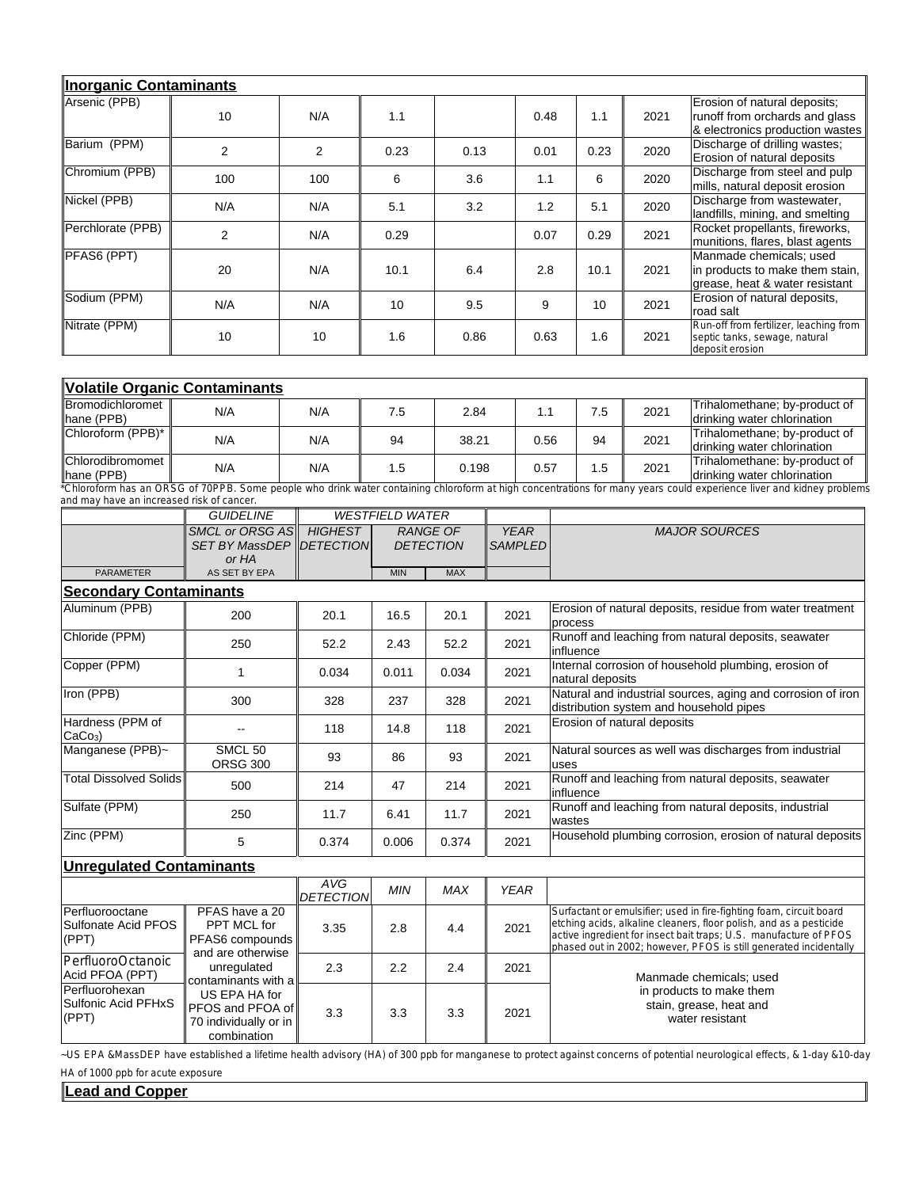| **Inorganic Contaminants** | | | | | | | | |
|---|---|---|---|---|---|---|---|---|
| Arsenic (PPB) | 10 | N/A | 1.1 | | 0.48 | 1.1 | 2021 | Erosion of natural deposits; runoff from orchards and glass & electronics production wastes |
| Barium (PPM) | 2 | 2 | 0.23 | 0.13 | 0.01 | 0.23 | 2020 | Discharge of drilling wastes; Erosion of natural deposits |
| Chromium (PPB) | 100 | 100 | 6 | 3.6 | 1.1 | 6 | 2020 | Discharge from steel and pulp mills, natural deposit erosion |
| Nickel (PPB) | N/A | N/A | 5.1 | 3.2 | 1.2 | 5.1 | 2020 | Discharge from wastewater, landfills, mining, and smelting |
| Perchlorate (PPB) | 2 | N/A | 0.29 | | 0.07 | 0.29 | 2021 | Rocket propellants, fireworks, munitions, flares, blast agents |
| PFAS6 (PPT) | 20 | N/A | 10.1 | 6.4 | 2.8 | 10.1 | 2021 | Manmade chemicals; used in products to make them stain, grease, heat & water resistant |
| Sodium (PPM) | N/A | N/A | 10 | 9.5 | 9 | 10 | 2021 | Erosion of natural deposits, road salt |
| Nitrate (PPM) | 10 | 10 | 1.6 | 0.86 | 0.63 | 1.6 | 2021 | Run-off from fertilizer, leaching from septic tanks, sewage, natural deposit erosion |

| **Volatile Organic Contaminants** | | | | | | | | |
|---|---|---|---|---|---|---|---|---|
| Bromodichloromethane (PPB) | N/A | N/A | 7.5 | 2.84 | 1.1 | 7.5 | 2021 | Trihalomethane; by-product of drinking water chlorination |
| Chloroform (PPB)* | N/A | N/A | 94 | 38.21 | 0.56 | 94 | 2021 | Trihalomethane; by-product of drinking water chlorination |
| Chlorodibromomethane (PPB) | N/A | N/A | 1.5 | 0.198 | 0.57 | 1.5 | 2021 | Trihalomethane; by-product of drinking water chlorination |

*Chloroform has an ORSG of 70PPB. Some people who drink water containing chloroform at high concentrations for many years could experience liver and kidney problems and may have an increased risk of cancer.

| PARAMETER | GUIDELINE: SMCL or ORSG AS SET BY MassDEP or HA AS SET BY EPA | WESTFIELD WATER: HIGHEST DETECTION | RANGE OF DETECTION: MIN | MAX | YEAR SAMPLED | MAJOR SOURCES |
|---|---|---|---|---|---|---|
| **Secondary Contaminants** | | | | | | |
| Aluminum (PPB) | 200 | 20.1 | 16.5 | 20.1 | 2021 | Erosion of natural deposits, residue from water treatment process |
| Chloride (PPM) | 250 | 52.2 | 2.43 | 52.2 | 2021 | Runoff and leaching from natural deposits, seawater influence |
| Copper (PPM) | 1 | 0.034 | 0.011 | 0.034 | 2021 | Internal corrosion of household plumbing, erosion of natural deposits |
| Iron (PPB) | 300 | 328 | 237 | 328 | 2021 | Natural and industrial sources, aging and corrosion of iron distribution system and household pipes |
| Hardness (PPM of $CaCO_3$) | -- | 118 | 14.8 | 118 | 2021 | Erosion of natural deposits |
| Manganese (PPB)~ | SMCL 50 ORSG 300 | 93 | 86 | 93 | 2021 | Natural sources as well was discharges from industrial uses |
| Total Dissolved Solids | 500 | 214 | 47 | 214 | 2021 | Runoff and leaching from natural deposits, seawater influence |
| Sulfate (PPM) | 250 | 11.7 | 6.41 | 11.7 | 2021 | Runoff and leaching from natural deposits, industrial wastes |
| Zinc (PPM) | 5 | 0.374 | 0.006 | 0.374 | 2021 | Household plumbing corrosion, erosion of natural deposits |

**Unregulated Contaminants**

| | | AVG DETECTION | MIN | MAX | YEAR | |
|---|---|---|---|---|---|---|
| Perfluorooctane Sulfonate Acid PFOS (PPT) | PFAS have a 20 PPT MCL for PFAS6 compounds and are otherwise unregulated contaminants with a US EPA HA for PFOS and PFOA of 70 individually or in combination | 3.35 | 2.8 | 4.4 | 2021 | Surfactant or emulsifier; used in fire-fighting foam, circuit board etching acids, alkaline cleaners, floor polish, and as a pesticide active ingredient for insect bait traps; U.S. manufacture of PFOS phased out in 2002; however, PFOS is still generated incidentally |
| PerfluoroOctanoic Acid PFOA (PPT) | | 2.3 | 2.2 | 2.4 | 2021 | Manmade chemicals; used in products to make them stain, grease, heat and water resistant |
| Perfluorohexan Sulfonic Acid PFHxS (PPT) | | 3.3 | 3.3 | 3.3 | 2021 | |

~US EPA &MassDEP have established a lifetime health advisory (HA) of 300 ppb for manganese to protect against concerns of potential neurological effects, & 1-day &10-day HA of 1000 ppb for acute exposure

**Lead and Copper**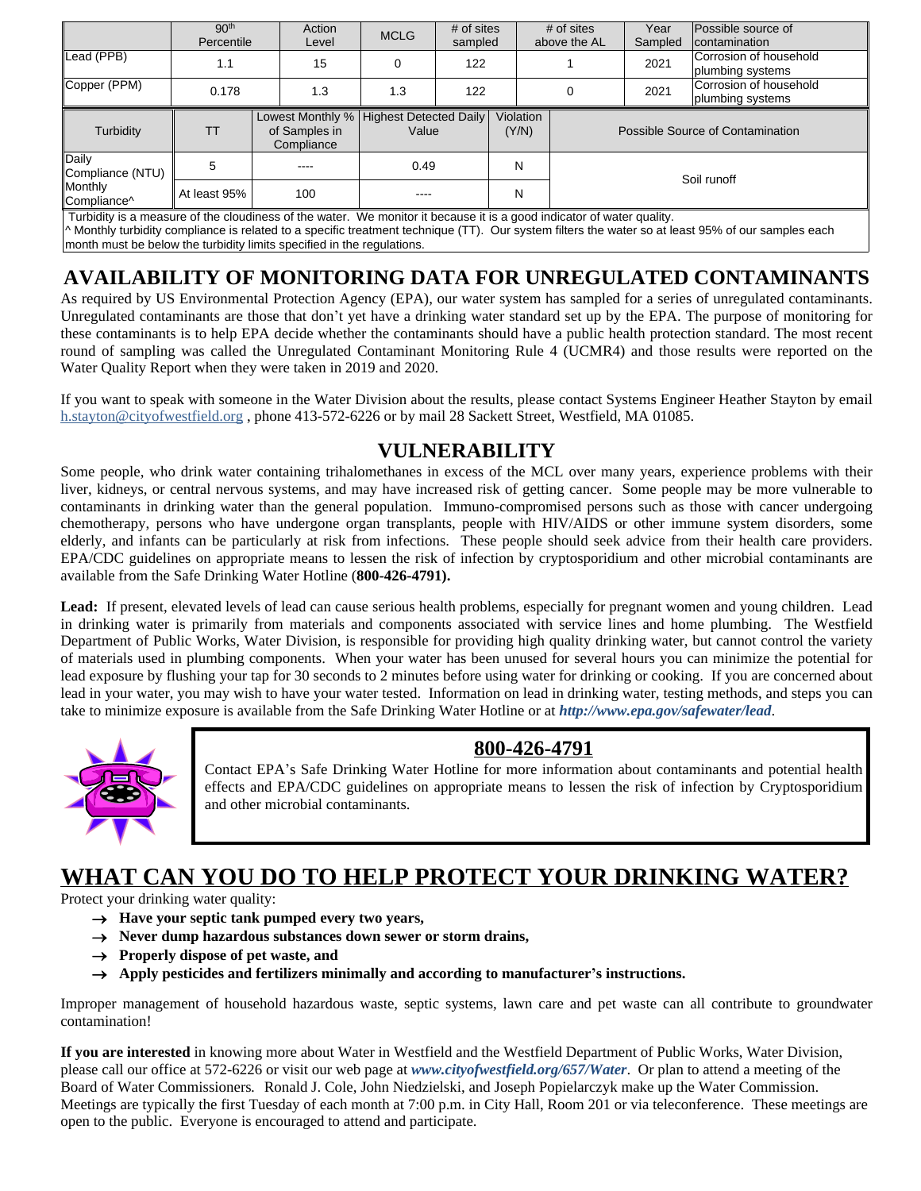| | 90th Percentile | Action Level | MCLG | # of sites sampled | # of sites above the AL | Year Sampled | Possible source of contamination |
|---|---|---|---|---|---|---|---|
| Lead (PPB) | 1.1 | 15 | 0 | 122 | 1 | 2021 | Corrosion of household plumbing systems |
| Copper (PPM) | 0.178 | 1.3 | 1.3 | 122 | 0 | 2021 | Corrosion of household plumbing systems |

| Turbidity | TT | Lowest Monthly % of Samples in Compliance | Highest Detected Daily Value | Violation (Y/N) | Possible Source of Contamination |
|---|---|---|---|---|---|
| Daily Compliance (NTU) | 5 | ---- | 0.49 | N | Soil runoff |
| Monthly Compliance^ | At least 95% | 100 | ---- | N | |

Turbidity is a measure of the cloudiness of the water. We monitor it because it is a good indicator of water quality.
^ Monthly turbidity compliance is related to a specific treatment technique (TT). Our system filters the water so at least 95% of our samples each month must be below the turbidity limits specified in the regulations.

# AVAILABILITY OF MONITORING DATA FOR UNREGULATED CONTAMINANTS

As required by US Environmental Protection Agency (EPA), our water system has sampled for a series of unregulated contaminants. Unregulated contaminants are those that don't yet have a drinking water standard set up by the EPA. The purpose of monitoring for these contaminants is to help EPA decide whether the contaminants should have a public health protection standard. The most recent round of sampling was called the Unregulated Contaminant Monitoring Rule 4 (UCMR4) and those results were reported on the Water Quality Report when they were taken in 2019 and 2020.

If you want to speak with someone in the Water Division about the results, please contact Systems Engineer Heather Stayton by email h.stayton@cityofwestfield.org , phone 413-572-6226 or by mail 28 Sackett Street, Westfield, MA 01085.

# VULNERABILITY

Some people, who drink water containing trihalomethanes in excess of the MCL over many years, experience problems with their liver, kidneys, or central nervous systems, and may have increased risk of getting cancer. Some people may be more vulnerable to contaminants in drinking water than the general population. Immuno-compromised persons such as those with cancer undergoing chemotherapy, persons who have undergone organ transplants, people with HIV/AIDS or other immune system disorders, some elderly, and infants can be particularly at risk from infections. These people should seek advice from their health care providers. EPA/CDC guidelines on appropriate means to lessen the risk of infection by cryptosporidium and other microbial contaminants are available from the Safe Drinking Water Hotline (**800-426-4791).**

**Lead:** If present, elevated levels of lead can cause serious health problems, especially for pregnant women and young children. Lead in drinking water is primarily from materials and components associated with service lines and home plumbing. The Westfield Department of Public Works, Water Division, is responsible for providing high quality drinking water, but cannot control the variety of materials used in plumbing components. When your water has been unused for several hours you can minimize the potential for lead exposure by flushing your tap for 30 seconds to 2 minutes before using water for drinking or cooking. If you are concerned about lead in your water, you may wish to have your water tested. Information on lead in drinking water, testing methods, and steps you can take to minimize exposure is available from the Safe Drinking Water Hotline or at ***http://www.epa.gov/safewater/lead***.

**800-426-4791**

Contact EPA's Safe Drinking Water Hotline for more information about contaminants and potential health effects and EPA/CDC guidelines on appropriate means to lessen the risk of infection by Cryptosporidium and other microbial contaminants.

# WHAT CAN YOU DO TO HELP PROTECT YOUR DRINKING WATER?

Protect your drinking water quality:

- **Have your septic tank pumped every two years,**
- **Never dump hazardous substances down sewer or storm drains,**
- **Properly dispose of pet waste, and**
- **Apply pesticides and fertilizers minimally and according to manufacturer's instructions.**

Improper management of household hazardous waste, septic systems, lawn care and pet waste can all contribute to groundwater contamination!

**If you are interested** in knowing more about Water in Westfield and the Westfield Department of Public Works, Water Division, please call our office at 572-6226 or visit our web page at ***www.cityofwestfield.org/657/Water***. Or plan to attend a meeting of the Board of Water Commissioners. Ronald J. Cole, John Niedzielski, and Joseph Popielarczyk make up the Water Commission. Meetings are typically the first Tuesday of each month at 7:00 p.m. in City Hall, Room 201 or via teleconference. These meetings are open to the public. Everyone is encouraged to attend and participate.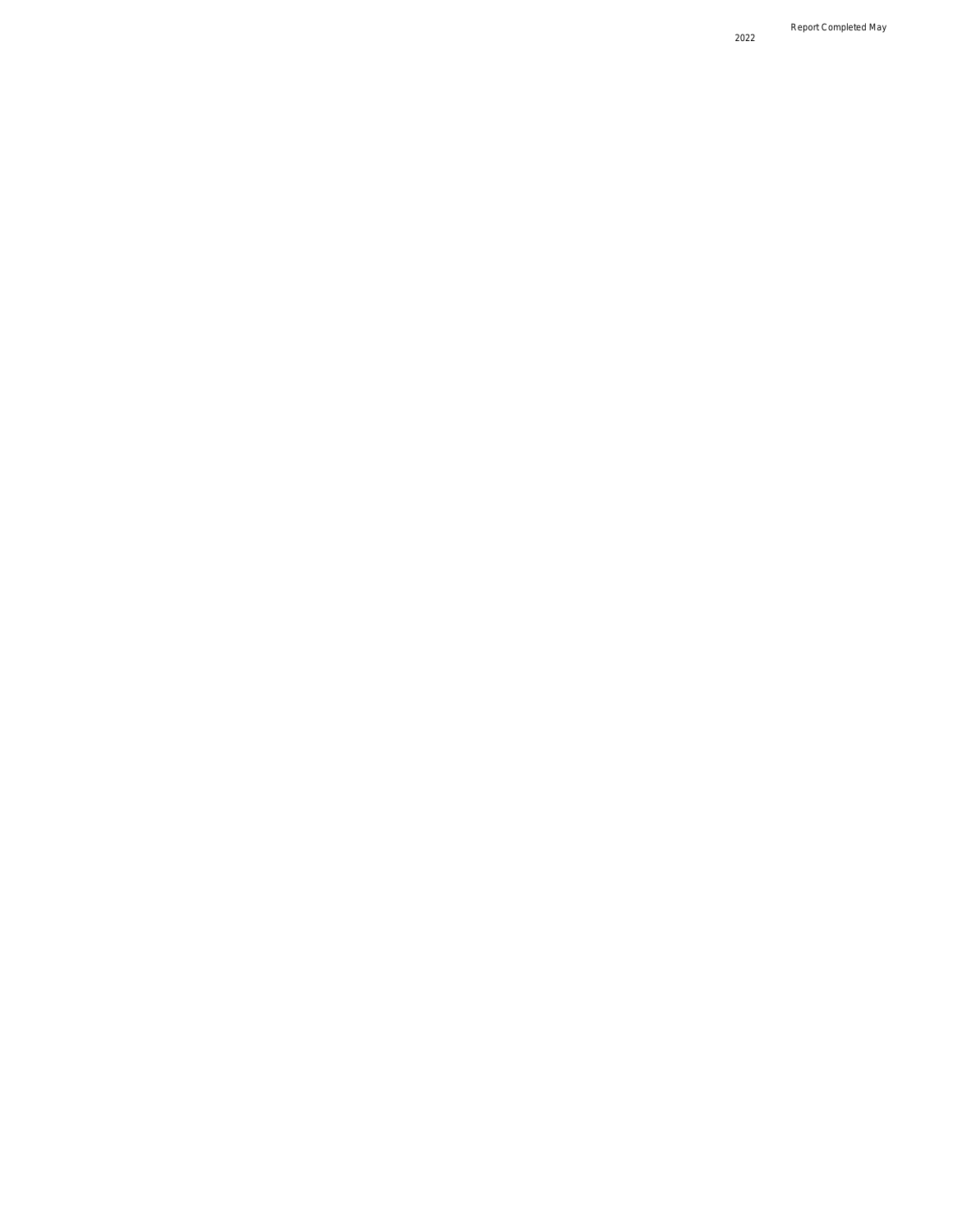Report Completed May 2022